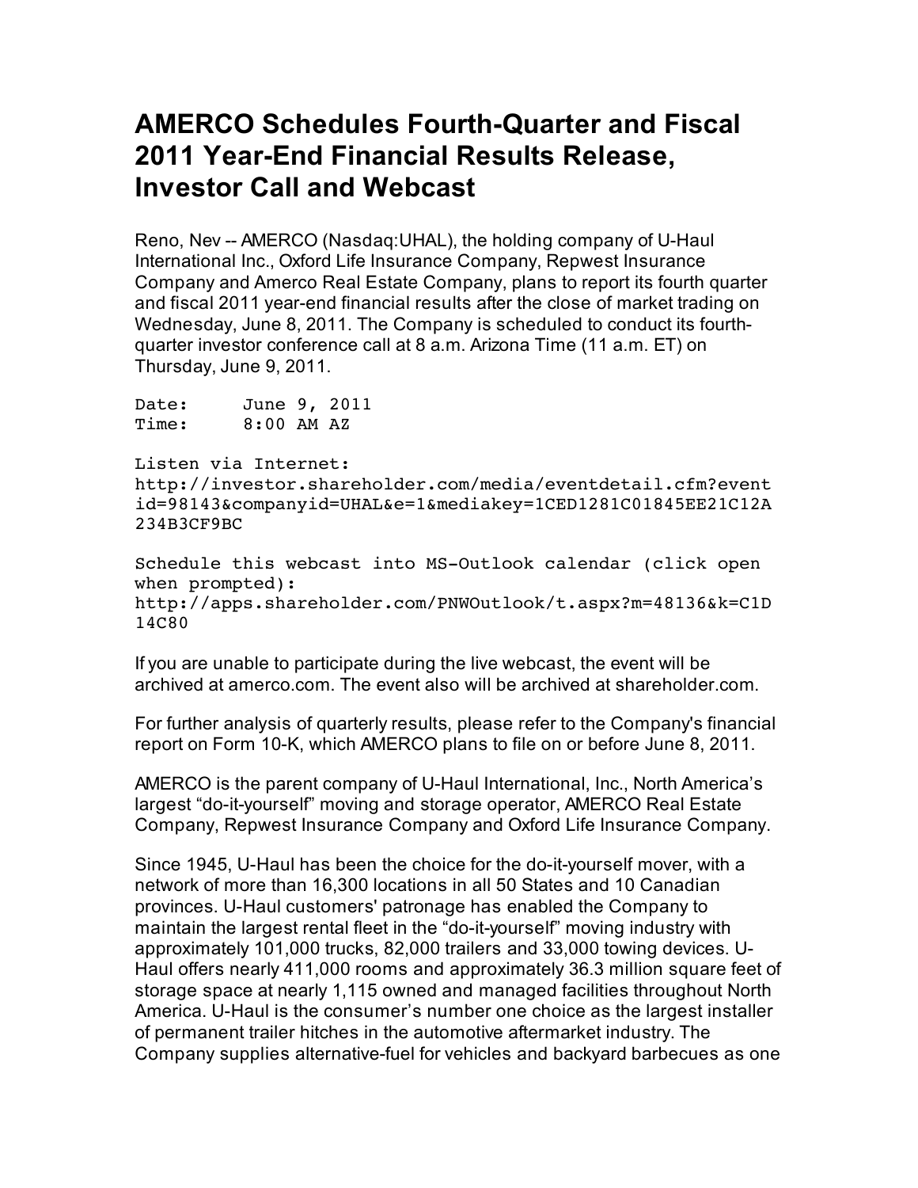# AMERCO Schedules Fourth-Quarter and Fiscal 2011 Year-End Financial Results Release, Investor Call and Webcast

Reno, Nev -- AMERCO (Nasdaq:UHAL), the holding company of U-Haul International Inc., Oxford Life Insurance Company, Repwest Insurance Company and Amerco Real Estate Company, plans to report its fourth quarter and fiscal 2011 year-end financial results after the close of market trading on Wednesday, June 8, 2011. The Company is scheduled to conduct its fourth-quarter investor conference call at 8 a.m. Arizona Time (11 a.m. ET) on Thursday, June 9, 2011.

```
Date:     June 9, 2011
Time:     8:00 AM AZ

Listen via Internet:
http://investor.shareholder.com/media/eventdetail.cfm?eventid=98143&companyid=UHAL&e=1&mediakey=1CED1281C01845EE21C12A234B3CF9BC

Schedule this webcast into MS-Outlook calendar (click open when prompted):
http://apps.shareholder.com/PNWOutlook/t.aspx?m=48136&k=C1D14C80
```

If you are unable to participate during the live webcast, the event will be archived at amerco.com. The event also will be archived at shareholder.com.

For further analysis of quarterly results, please refer to the Company's financial report on Form 10-K, which AMERCO plans to file on or before June 8, 2011.

AMERCO is the parent company of U-Haul International, Inc., North America's largest "do-it-yourself" moving and storage operator, AMERCO Real Estate Company, Repwest Insurance Company and Oxford Life Insurance Company.

Since 1945, U-Haul has been the choice for the do-it-yourself mover, with a network of more than 16,300 locations in all 50 States and 10 Canadian provinces. U-Haul customers' patronage has enabled the Company to maintain the largest rental fleet in the "do-it-yourself" moving industry with approximately 101,000 trucks, 82,000 trailers and 33,000 towing devices. U-Haul offers nearly 411,000 rooms and approximately 36.3 million square feet of storage space at nearly 1,115 owned and managed facilities throughout North America. U-Haul is the consumer's number one choice as the largest installer of permanent trailer hitches in the automotive aftermarket industry. The Company supplies alternative-fuel for vehicles and backyard barbecues as one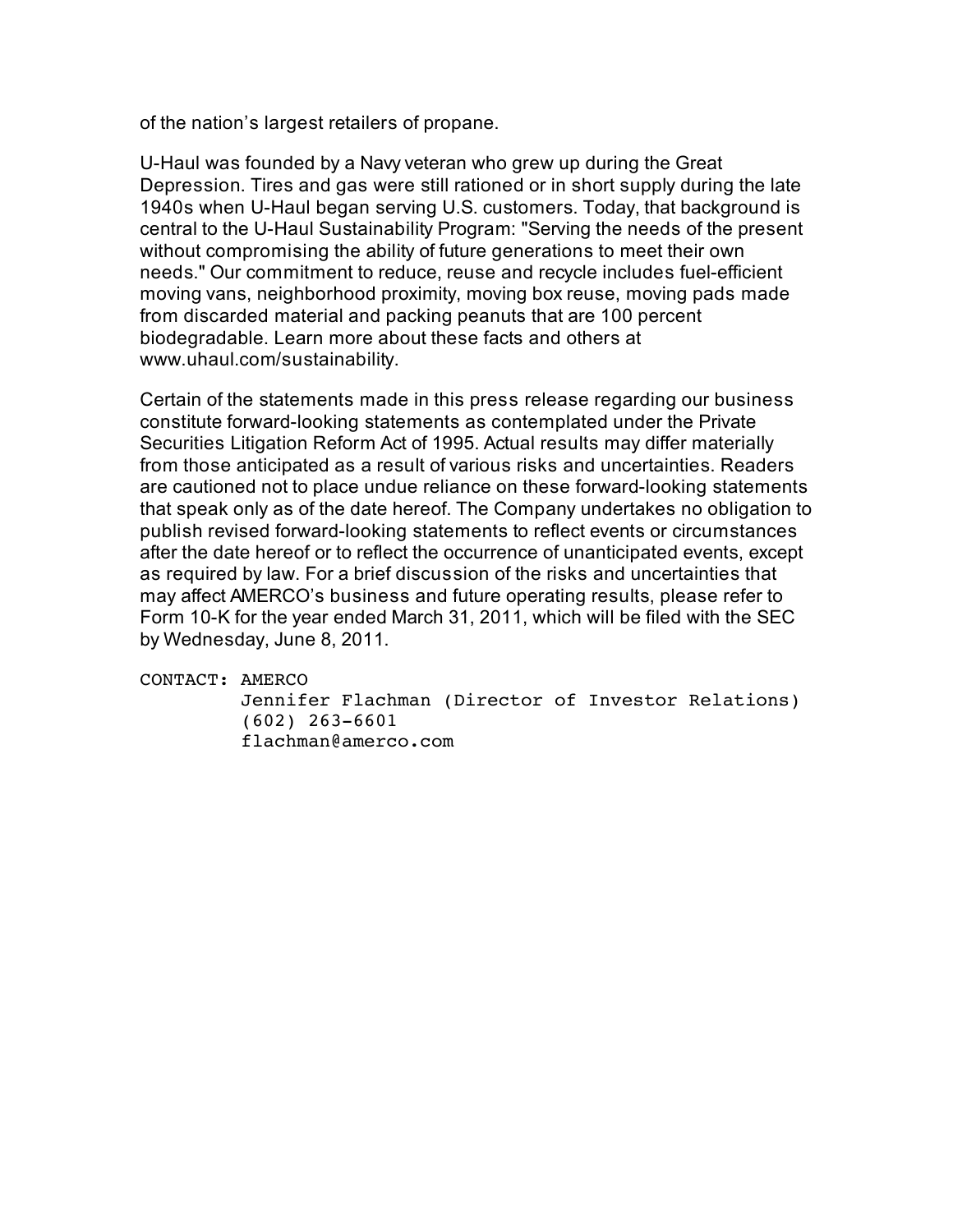of the nation's largest retailers of propane.

U-Haul was founded by a Navy veteran who grew up during the Great Depression. Tires and gas were still rationed or in short supply during the late 1940s when U-Haul began serving U.S. customers. Today, that background is central to the U-Haul Sustainability Program: "Serving the needs of the present without compromising the ability of future generations to meet their own needs." Our commitment to reduce, reuse and recycle includes fuel-efficient moving vans, neighborhood proximity, moving box reuse, moving pads made from discarded material and packing peanuts that are 100 percent biodegradable. Learn more about these facts and others at www.uhaul.com/sustainability.

Certain of the statements made in this press release regarding our business constitute forward-looking statements as contemplated under the Private Securities Litigation Reform Act of 1995. Actual results may differ materially from those anticipated as a result of various risks and uncertainties. Readers are cautioned not to place undue reliance on these forward-looking statements that speak only as of the date hereof. The Company undertakes no obligation to publish revised forward-looking statements to reflect events or circumstances after the date hereof or to reflect the occurrence of unanticipated events, except as required by law. For a brief discussion of the risks and uncertainties that may affect AMERCO's business and future operating results, please refer to Form 10-K for the year ended March 31, 2011, which will be filed with the SEC by Wednesday, June 8, 2011.

```
CONTACT: AMERCO
         Jennifer Flachman (Director of Investor Relations)
         (602) 263-6601
         flachman@amerco.com
```